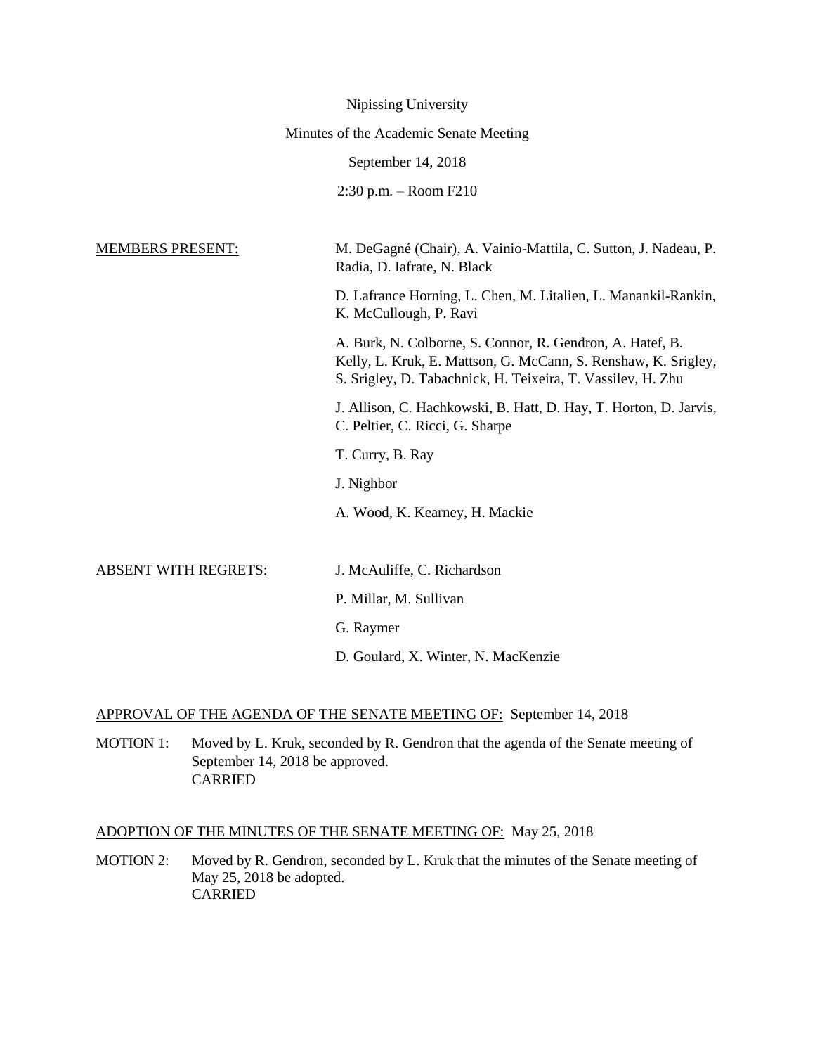Nipissing University

Minutes of the Academic Senate Meeting

September 14, 2018

2:30 p.m. – Room F210

MEMBERS PRESENT:

M. DeGagné (Chair), A. Vainio-Mattila, C. Sutton, J. Nadeau, P. Radia, D. Iafrate, N. Black

D. Lafrance Horning, L. Chen, M. Litalien, L. Manankil-Rankin, K. McCullough, P. Ravi

A. Burk, N. Colborne, S. Connor, R. Gendron, A. Hatef, B. Kelly, L. Kruk, E. Mattson, G. McCann, S. Renshaw, K. Srigley, S. Srigley, D. Tabachnick, H. Teixeira, T. Vassilev, H. Zhu

J. Allison, C. Hachkowski, B. Hatt, D. Hay, T. Horton, D. Jarvis, C. Peltier, C. Ricci, G. Sharpe

T. Curry, B. Ray

J. Nighbor

A. Wood, K. Kearney, H. Mackie

ABSENT WITH REGRETS:

J. McAuliffe, C. Richardson

P. Millar, M. Sullivan

G. Raymer

D. Goulard, X. Winter, N. MacKenzie

APPROVAL OF THE AGENDA OF THE SENATE MEETING OF: September 14, 2018

MOTION 1: Moved by L. Kruk, seconded by R. Gendron that the agenda of the Senate meeting of September 14, 2018 be approved.
CARRIED

ADOPTION OF THE MINUTES OF THE SENATE MEETING OF: May 25, 2018

MOTION 2: Moved by R. Gendron, seconded by L. Kruk that the minutes of the Senate meeting of May 25, 2018 be adopted.
CARRIED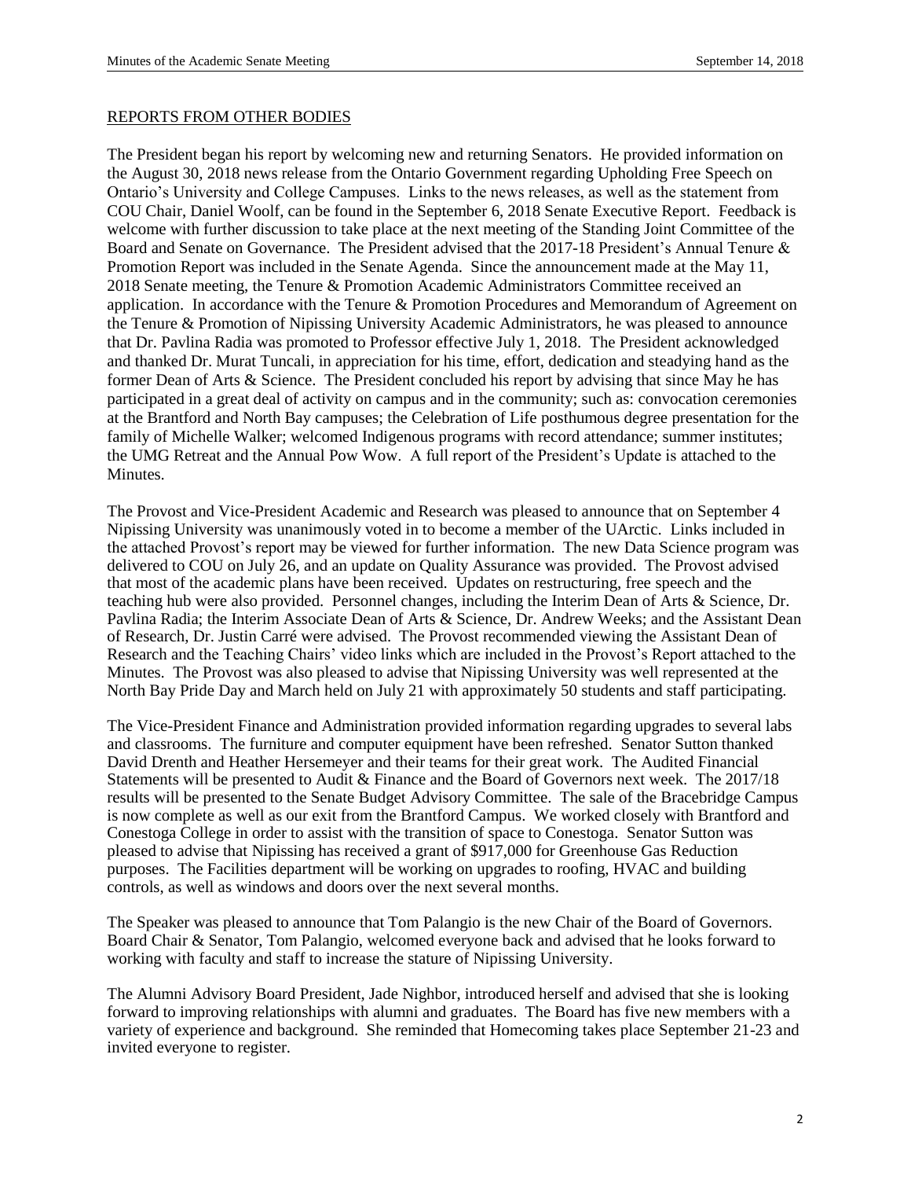## REPORTS FROM OTHER BODIES

The President began his report by welcoming new and returning Senators. He provided information on the August 30, 2018 news release from the Ontario Government regarding Upholding Free Speech on Ontario's University and College Campuses. Links to the news releases, as well as the statement from COU Chair, Daniel Woolf, can be found in the September 6, 2018 Senate Executive Report. Feedback is welcome with further discussion to take place at the next meeting of the Standing Joint Committee of the Board and Senate on Governance. The President advised that the 2017-18 President's Annual Tenure & Promotion Report was included in the Senate Agenda. Since the announcement made at the May 11, 2018 Senate meeting, the Tenure & Promotion Academic Administrators Committee received an application. In accordance with the Tenure & Promotion Procedures and Memorandum of Agreement on the Tenure & Promotion of Nipissing University Academic Administrators, he was pleased to announce that Dr. Pavlina Radia was promoted to Professor effective July 1, 2018. The President acknowledged and thanked Dr. Murat Tuncali, in appreciation for his time, effort, dedication and steadying hand as the former Dean of Arts & Science. The President concluded his report by advising that since May he has participated in a great deal of activity on campus and in the community; such as: convocation ceremonies at the Brantford and North Bay campuses; the Celebration of Life posthumous degree presentation for the family of Michelle Walker; welcomed Indigenous programs with record attendance; summer institutes; the UMG Retreat and the Annual Pow Wow. A full report of the President's Update is attached to the Minutes.

The Provost and Vice-President Academic and Research was pleased to announce that on September 4 Nipissing University was unanimously voted in to become a member of the UArctic. Links included in the attached Provost's report may be viewed for further information. The new Data Science program was delivered to COU on July 26, and an update on Quality Assurance was provided. The Provost advised that most of the academic plans have been received. Updates on restructuring, free speech and the teaching hub were also provided. Personnel changes, including the Interim Dean of Arts & Science, Dr. Pavlina Radia; the Interim Associate Dean of Arts & Science, Dr. Andrew Weeks; and the Assistant Dean of Research, Dr. Justin Carré were advised. The Provost recommended viewing the Assistant Dean of Research and the Teaching Chairs' video links which are included in the Provost's Report attached to the Minutes. The Provost was also pleased to advise that Nipissing University was well represented at the North Bay Pride Day and March held on July 21 with approximately 50 students and staff participating.

The Vice-President Finance and Administration provided information regarding upgrades to several labs and classrooms. The furniture and computer equipment have been refreshed. Senator Sutton thanked David Drenth and Heather Hersemeyer and their teams for their great work. The Audited Financial Statements will be presented to Audit & Finance and the Board of Governors next week. The 2017/18 results will be presented to the Senate Budget Advisory Committee. The sale of the Bracebridge Campus is now complete as well as our exit from the Brantford Campus. We worked closely with Brantford and Conestoga College in order to assist with the transition of space to Conestoga. Senator Sutton was pleased to advise that Nipissing has received a grant of $917,000 for Greenhouse Gas Reduction purposes. The Facilities department will be working on upgrades to roofing, HVAC and building controls, as well as windows and doors over the next several months.

The Speaker was pleased to announce that Tom Palangio is the new Chair of the Board of Governors. Board Chair & Senator, Tom Palangio, welcomed everyone back and advised that he looks forward to working with faculty and staff to increase the stature of Nipissing University.

The Alumni Advisory Board President, Jade Nighbor, introduced herself and advised that she is looking forward to improving relationships with alumni and graduates. The Board has five new members with a variety of experience and background. She reminded that Homecoming takes place September 21-23 and invited everyone to register.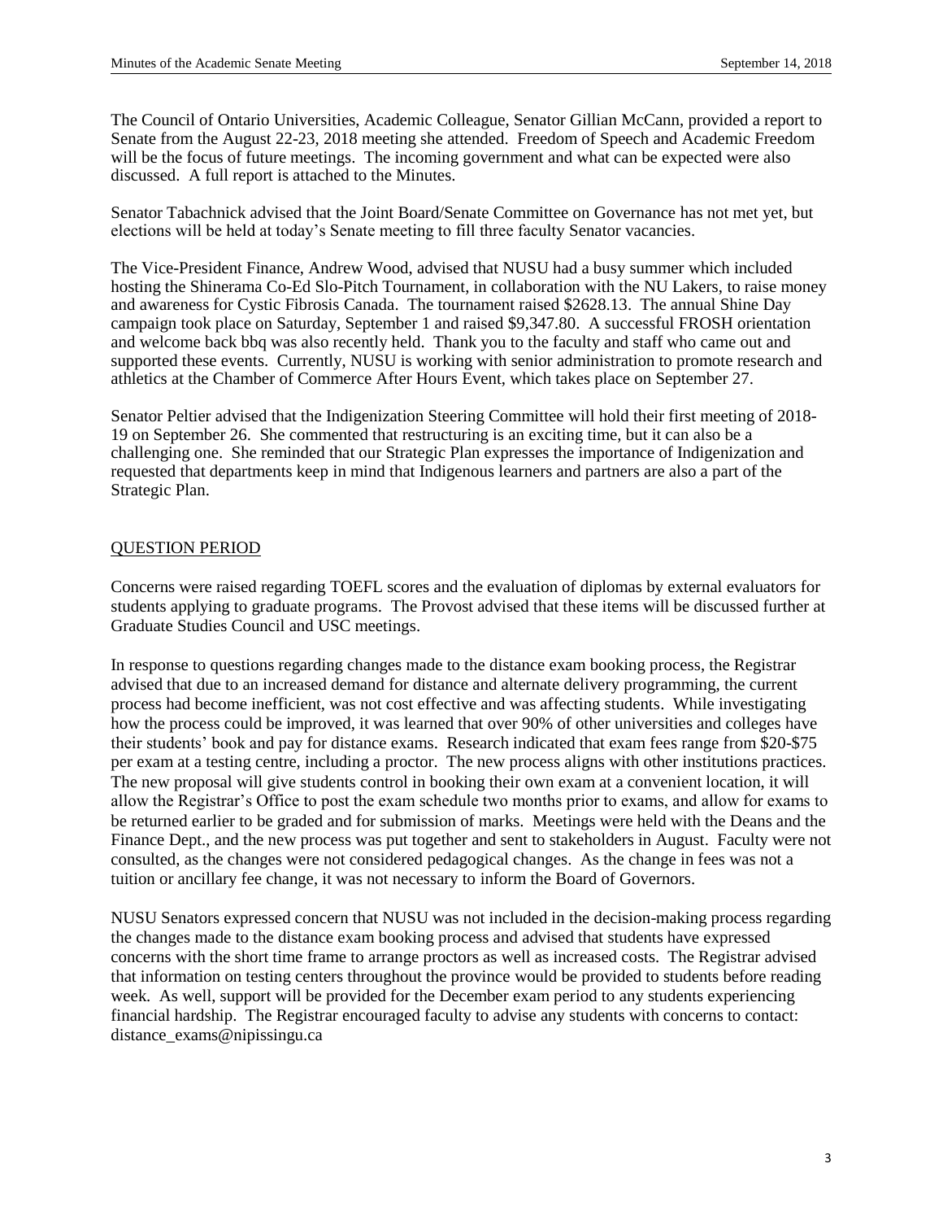The Council of Ontario Universities, Academic Colleague, Senator Gillian McCann, provided a report to Senate from the August 22-23, 2018 meeting she attended. Freedom of Speech and Academic Freedom will be the focus of future meetings. The incoming government and what can be expected were also discussed. A full report is attached to the Minutes.

Senator Tabachnick advised that the Joint Board/Senate Committee on Governance has not met yet, but elections will be held at today's Senate meeting to fill three faculty Senator vacancies.

The Vice-President Finance, Andrew Wood, advised that NUSU had a busy summer which included hosting the Shinerama Co-Ed Slo-Pitch Tournament, in collaboration with the NU Lakers, to raise money and awareness for Cystic Fibrosis Canada. The tournament raised $2628.13. The annual Shine Day campaign took place on Saturday, September 1 and raised $9,347.80. A successful FROSH orientation and welcome back bbq was also recently held. Thank you to the faculty and staff who came out and supported these events. Currently, NUSU is working with senior administration to promote research and athletics at the Chamber of Commerce After Hours Event, which takes place on September 27.

Senator Peltier advised that the Indigenization Steering Committee will hold their first meeting of 2018-19 on September 26. She commented that restructuring is an exciting time, but it can also be a challenging one. She reminded that our Strategic Plan expresses the importance of Indigenization and requested that departments keep in mind that Indigenous learners and partners are also a part of the Strategic Plan.

## QUESTION PERIOD

Concerns were raised regarding TOEFL scores and the evaluation of diplomas by external evaluators for students applying to graduate programs. The Provost advised that these items will be discussed further at Graduate Studies Council and USC meetings.

In response to questions regarding changes made to the distance exam booking process, the Registrar advised that due to an increased demand for distance and alternate delivery programming, the current process had become inefficient, was not cost effective and was affecting students. While investigating how the process could be improved, it was learned that over 90% of other universities and colleges have their students' book and pay for distance exams. Research indicated that exam fees range from $20-$75 per exam at a testing centre, including a proctor. The new process aligns with other institutions practices. The new proposal will give students control in booking their own exam at a convenient location, it will allow the Registrar's Office to post the exam schedule two months prior to exams, and allow for exams to be returned earlier to be graded and for submission of marks. Meetings were held with the Deans and the Finance Dept., and the new process was put together and sent to stakeholders in August. Faculty were not consulted, as the changes were not considered pedagogical changes. As the change in fees was not a tuition or ancillary fee change, it was not necessary to inform the Board of Governors.

NUSU Senators expressed concern that NUSU was not included in the decision-making process regarding the changes made to the distance exam booking process and advised that students have expressed concerns with the short time frame to arrange proctors as well as increased costs. The Registrar advised that information on testing centers throughout the province would be provided to students before reading week. As well, support will be provided for the December exam period to any students experiencing financial hardship. The Registrar encouraged faculty to advise any students with concerns to contact: distance_exams@nipissingu.ca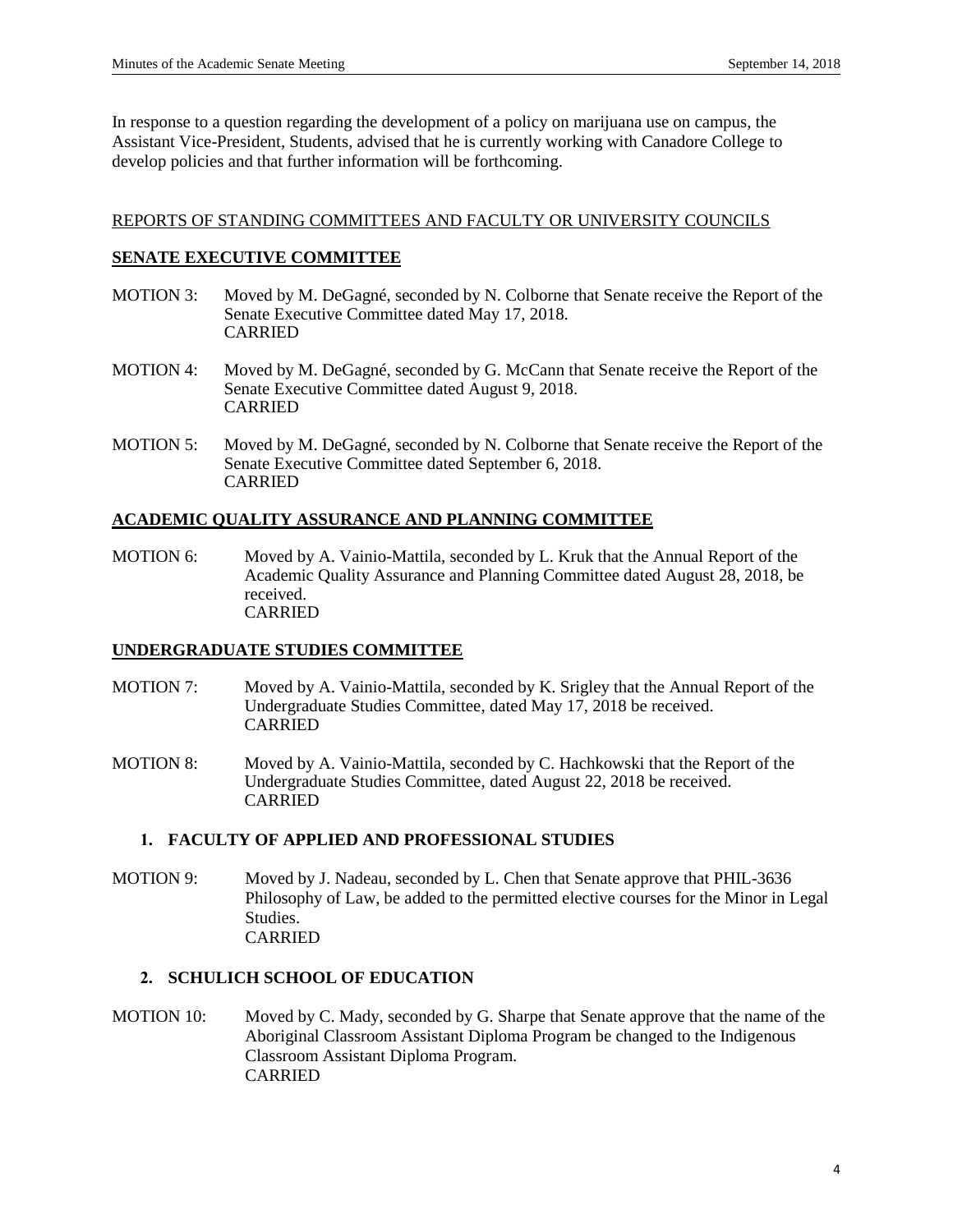In response to a question regarding the development of a policy on marijuana use on campus, the Assistant Vice-President, Students, advised that he is currently working with Canadore College to develop policies and that further information will be forthcoming.

## REPORTS OF STANDING COMMITTEES AND FACULTY OR UNIVERSITY COUNCILS

### SENATE EXECUTIVE COMMITTEE

MOTION 3: Moved by M. DeGagné, seconded by N. Colborne that Senate receive the Report of the Senate Executive Committee dated May 17, 2018.
CARRIED

MOTION 4: Moved by M. DeGagné, seconded by G. McCann that Senate receive the Report of the Senate Executive Committee dated August 9, 2018.
CARRIED

MOTION 5: Moved by M. DeGagné, seconded by N. Colborne that Senate receive the Report of the Senate Executive Committee dated September 6, 2018.
CARRIED

### ACADEMIC QUALITY ASSURANCE AND PLANNING COMMITTEE

MOTION 6: Moved by A. Vainio-Mattila, seconded by L. Kruk that the Annual Report of the Academic Quality Assurance and Planning Committee dated August 28, 2018, be received.
CARRIED

### UNDERGRADUATE STUDIES COMMITTEE

MOTION 7: Moved by A. Vainio-Mattila, seconded by K. Srigley that the Annual Report of the Undergraduate Studies Committee, dated May 17, 2018 be received.
CARRIED

MOTION 8: Moved by A. Vainio-Mattila, seconded by C. Hachkowski that the Report of the Undergraduate Studies Committee, dated August 22, 2018 be received.
CARRIED

#### 1. FACULTY OF APPLIED AND PROFESSIONAL STUDIES

MOTION 9: Moved by J. Nadeau, seconded by L. Chen that Senate approve that PHIL-3636 Philosophy of Law, be added to the permitted elective courses for the Minor in Legal Studies.
CARRIED

#### 2. SCHULICH SCHOOL OF EDUCATION

MOTION 10: Moved by C. Mady, seconded by G. Sharpe that Senate approve that the name of the Aboriginal Classroom Assistant Diploma Program be changed to the Indigenous Classroom Assistant Diploma Program.
CARRIED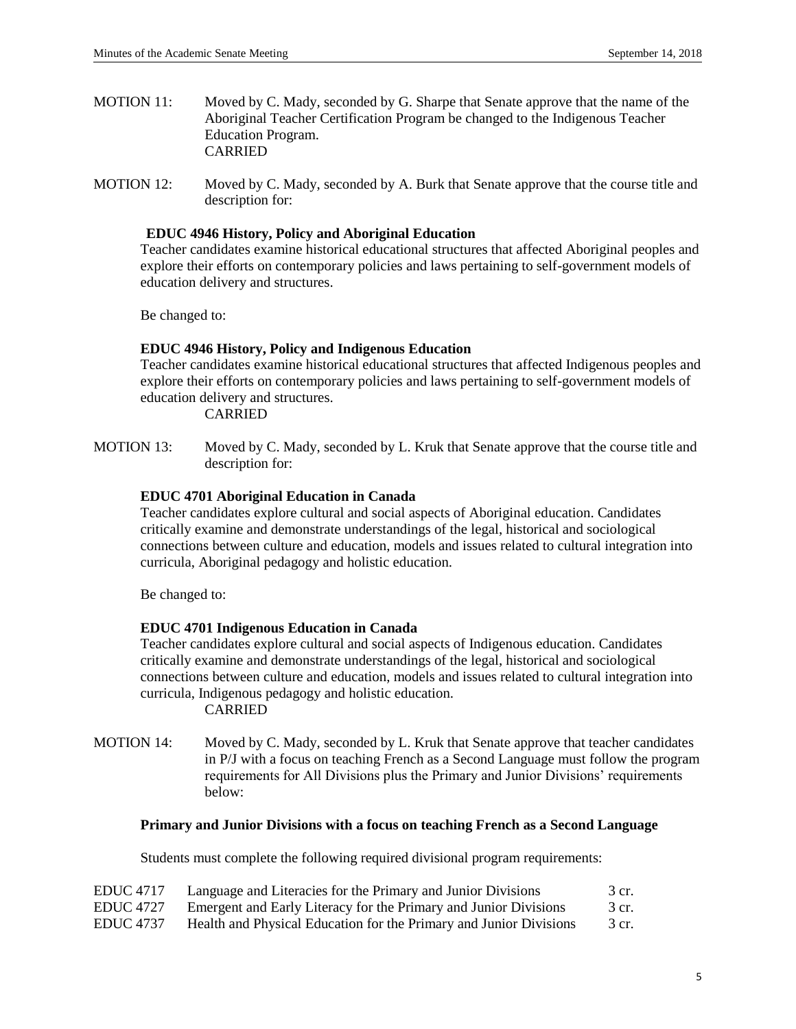MOTION 11: Moved by C. Mady, seconded by G. Sharpe that Senate approve that the name of the Aboriginal Teacher Certification Program be changed to the Indigenous Teacher Education Program.
CARRIED

MOTION 12: Moved by C. Mady, seconded by A. Burk that Senate approve that the course title and description for:

**EDUC 4946 History, Policy and Aboriginal Education**
Teacher candidates examine historical educational structures that affected Aboriginal peoples and explore their efforts on contemporary policies and laws pertaining to self-government models of education delivery and structures.

Be changed to:

**EDUC 4946 History, Policy and Indigenous Education**
Teacher candidates examine historical educational structures that affected Indigenous peoples and explore their efforts on contemporary policies and laws pertaining to self-government models of education delivery and structures.
CARRIED

MOTION 13: Moved by C. Mady, seconded by L. Kruk that Senate approve that the course title and description for:

**EDUC 4701 Aboriginal Education in Canada**
Teacher candidates explore cultural and social aspects of Aboriginal education. Candidates critically examine and demonstrate understandings of the legal, historical and sociological connections between culture and education, models and issues related to cultural integration into curricula, Aboriginal pedagogy and holistic education.

Be changed to:

**EDUC 4701 Indigenous Education in Canada**
Teacher candidates explore cultural and social aspects of Indigenous education. Candidates critically examine and demonstrate understandings of the legal, historical and sociological connections between culture and education, models and issues related to cultural integration into curricula, Indigenous pedagogy and holistic education.
CARRIED

MOTION 14: Moved by C. Mady, seconded by L. Kruk that Senate approve that teacher candidates in P/J with a focus on teaching French as a Second Language must follow the program requirements for All Divisions plus the Primary and Junior Divisions' requirements below:

**Primary and Junior Divisions with a focus on teaching French as a Second Language**

Students must complete the following required divisional program requirements:

| | | |
|---|---|---|
| EDUC 4717 | Language and Literacies for the Primary and Junior Divisions | 3 cr. |
| EDUC 4727 | Emergent and Early Literacy for the Primary and Junior Divisions | 3 cr. |
| EDUC 4737 | Health and Physical Education for the Primary and Junior Divisions | 3 cr. |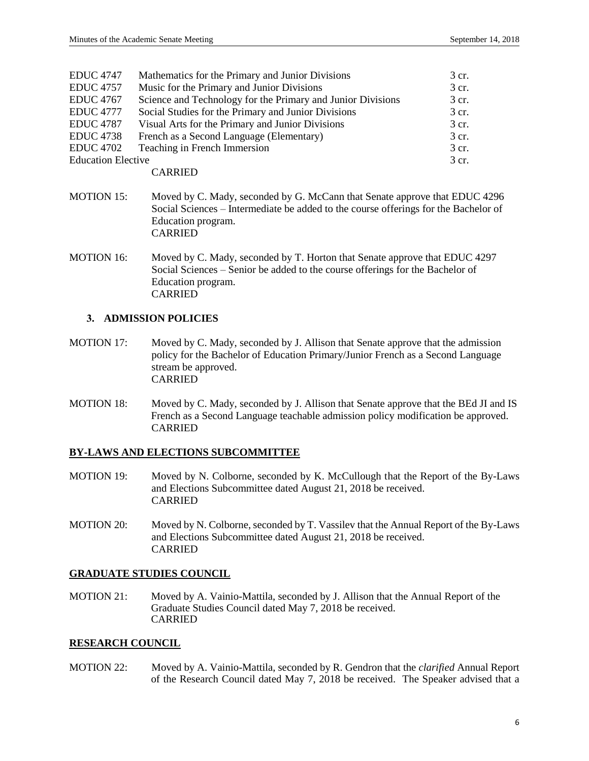| | | |
|---|---|---|
| EDUC 4747 | Mathematics for the Primary and Junior Divisions | 3 cr. |
| EDUC 4757 | Music for the Primary and Junior Divisions | 3 cr. |
| EDUC 4767 | Science and Technology for the Primary and Junior Divisions | 3 cr. |
| EDUC 4777 | Social Studies for the Primary and Junior Divisions | 3 cr. |
| EDUC 4787 | Visual Arts for the Primary and Junior Divisions | 3 cr. |
| EDUC 4738 | French as a Second Language (Elementary) | 3 cr. |
| EDUC 4702 | Teaching in French Immersion | 3 cr. |
| Education Elective | | 3 cr. |

CARRIED

MOTION 15: Moved by C. Mady, seconded by G. McCann that Senate approve that EDUC 4296 Social Sciences – Intermediate be added to the course offerings for the Bachelor of Education program.
CARRIED

MOTION 16: Moved by C. Mady, seconded by T. Horton that Senate approve that EDUC 4297 Social Sciences – Senior be added to the course offerings for the Bachelor of Education program.
CARRIED

### 3. ADMISSION POLICIES

MOTION 17: Moved by C. Mady, seconded by J. Allison that Senate approve that the admission policy for the Bachelor of Education Primary/Junior French as a Second Language stream be approved.
CARRIED

MOTION 18: Moved by C. Mady, seconded by J. Allison that Senate approve that the BEd JI and IS French as a Second Language teachable admission policy modification be approved.
CARRIED

## BY-LAWS AND ELECTIONS SUBCOMMITTEE

MOTION 19: Moved by N. Colborne, seconded by K. McCullough that the Report of the By-Laws and Elections Subcommittee dated August 21, 2018 be received.
CARRIED

MOTION 20: Moved by N. Colborne, seconded by T. Vassilev that the Annual Report of the By-Laws and Elections Subcommittee dated August 21, 2018 be received.
CARRIED

## GRADUATE STUDIES COUNCIL

MOTION 21: Moved by A. Vainio-Mattila, seconded by J. Allison that the Annual Report of the Graduate Studies Council dated May 7, 2018 be received.
CARRIED

## RESEARCH COUNCIL

MOTION 22: Moved by A. Vainio-Mattila, seconded by R. Gendron that the *clarified* Annual Report of the Research Council dated May 7, 2018 be received. The Speaker advised that a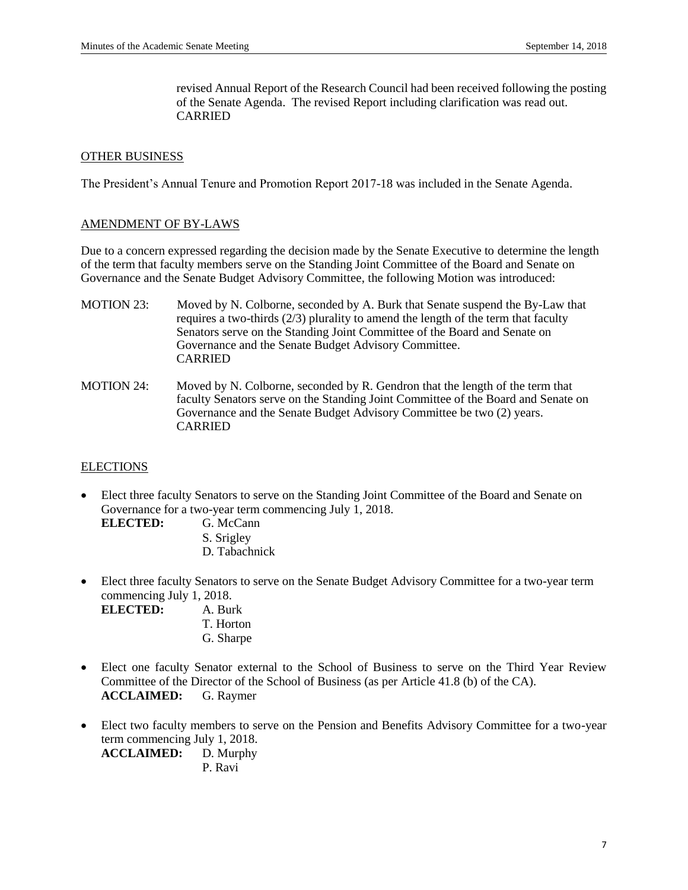revised Annual Report of the Research Council had been received following the posting of the Senate Agenda. The revised Report including clarification was read out.
CARRIED

## OTHER BUSINESS

The President's Annual Tenure and Promotion Report 2017-18 was included in the Senate Agenda.

## AMENDMENT OF BY-LAWS

Due to a concern expressed regarding the decision made by the Senate Executive to determine the length of the term that faculty members serve on the Standing Joint Committee of the Board and Senate on Governance and the Senate Budget Advisory Committee, the following Motion was introduced:

MOTION 23: Moved by N. Colborne, seconded by A. Burk that Senate suspend the By-Law that requires a two-thirds (2/3) plurality to amend the length of the term that faculty Senators serve on the Standing Joint Committee of the Board and Senate on Governance and the Senate Budget Advisory Committee.
CARRIED

MOTION 24: Moved by N. Colborne, seconded by R. Gendron that the length of the term that faculty Senators serve on the Standing Joint Committee of the Board and Senate on Governance and the Senate Budget Advisory Committee be two (2) years.
CARRIED

## ELECTIONS

- Elect three faculty Senators to serve on the Standing Joint Committee of the Board and Senate on Governance for a two-year term commencing July 1, 2018.
  **ELECTED:** G. McCann
  S. Srigley
  D. Tabachnick

- Elect three faculty Senators to serve on the Senate Budget Advisory Committee for a two-year term commencing July 1, 2018.
  **ELECTED:** A. Burk
  T. Horton
  G. Sharpe

- Elect one faculty Senator external to the School of Business to serve on the Third Year Review Committee of the Director of the School of Business (as per Article 41.8 (b) of the CA).
  **ACCLAIMED:** G. Raymer

- Elect two faculty members to serve on the Pension and Benefits Advisory Committee for a two-year term commencing July 1, 2018.
  **ACCLAIMED:** D. Murphy
  P. Ravi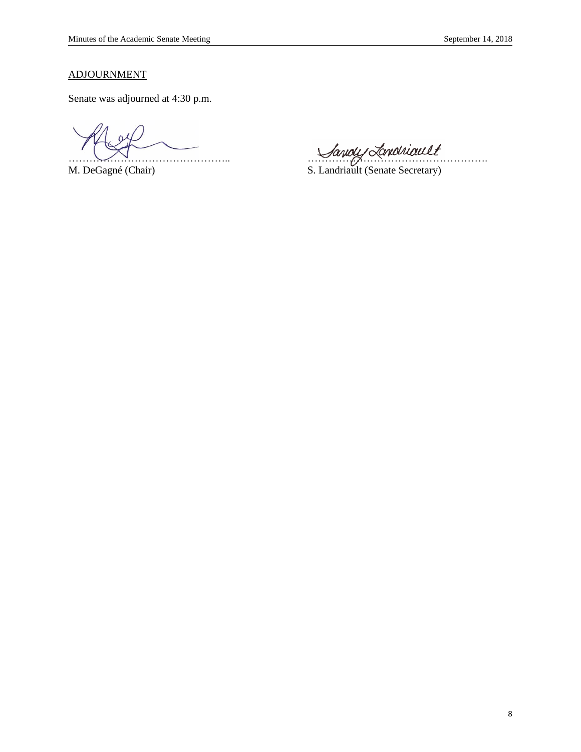## ADJOURNMENT

Senate was adjourned at 4:30 p.m.

……………………………………….. ……………………………………………

M. DeGagné (Chair) S. Landriault (Senate Secretary)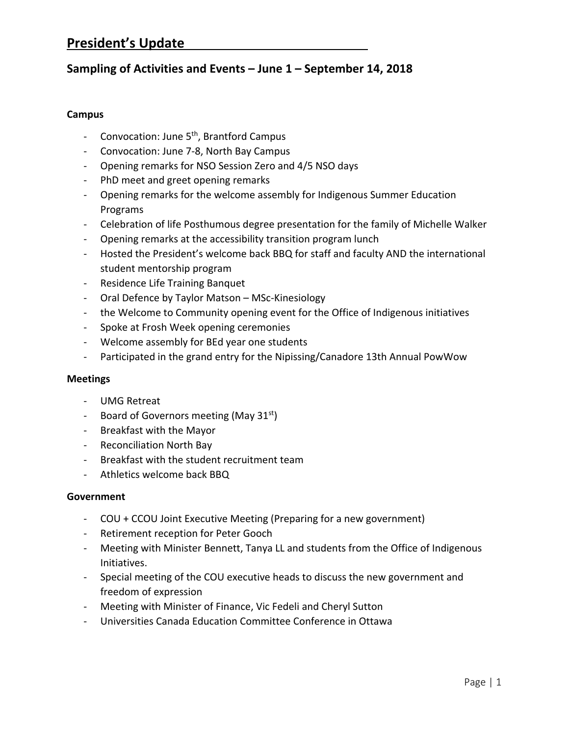# President's Update

## Sampling of Activities and Events – June 1 – September 14, 2018

**Campus**

- Convocation: June 5th, Brantford Campus
- Convocation: June 7-8, North Bay Campus
- Opening remarks for NSO Session Zero and 4/5 NSO days
- PhD meet and greet opening remarks
- Opening remarks for the welcome assembly for Indigenous Summer Education Programs
- Celebration of life Posthumous degree presentation for the family of Michelle Walker
- Opening remarks at the accessibility transition program lunch
- Hosted the President's welcome back BBQ for staff and faculty AND the international student mentorship program
- Residence Life Training Banquet
- Oral Defence by Taylor Matson – MSc-Kinesiology
- the Welcome to Community opening event for the Office of Indigenous initiatives
- Spoke at Frosh Week opening ceremonies
- Welcome assembly for BEd year one students
- Participated in the grand entry for the Nipissing/Canadore 13th Annual PowWow

**Meetings**

- UMG Retreat
- Board of Governors meeting (May 31st)
- Breakfast with the Mayor
- Reconciliation North Bay
- Breakfast with the student recruitment team
- Athletics welcome back BBQ

**Government**

- COU + CCOU Joint Executive Meeting (Preparing for a new government)
- Retirement reception for Peter Gooch
- Meeting with Minister Bennett, Tanya LL and students from the Office of Indigenous Initiatives.
- Special meeting of the COU executive heads to discuss the new government and freedom of expression
- Meeting with Minister of Finance, Vic Fedeli and Cheryl Sutton
- Universities Canada Education Committee Conference in Ottawa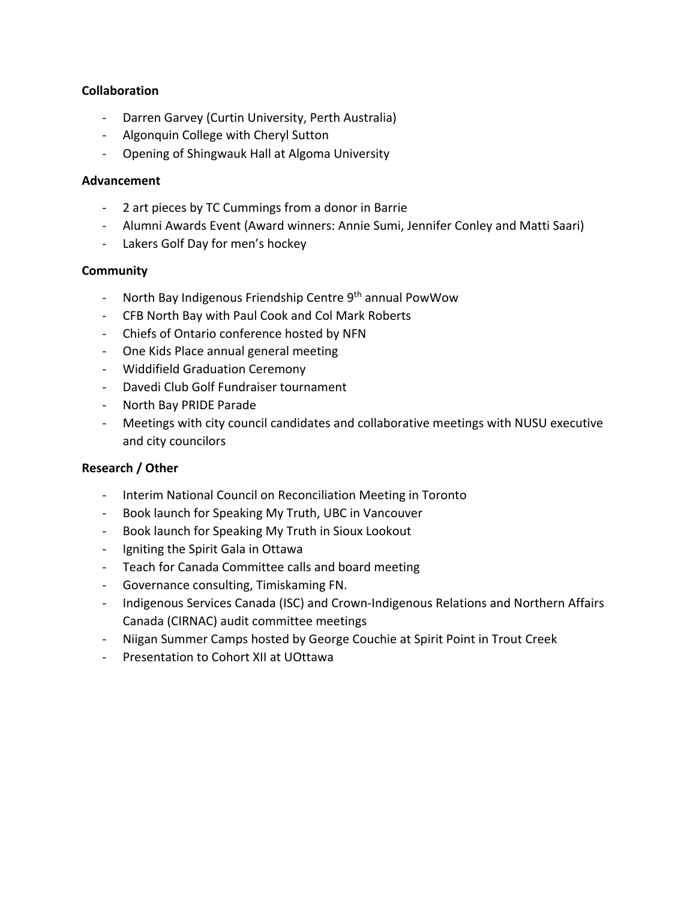**Collaboration**

- Darren Garvey (Curtin University, Perth Australia)
- Algonquin College with Cheryl Sutton
- Opening of Shingwauk Hall at Algoma University

**Advancement**

- 2 art pieces by TC Cummings from a donor in Barrie
- Alumni Awards Event (Award winners: Annie Sumi, Jennifer Conley and Matti Saari)
- Lakers Golf Day for men's hockey

**Community**

- North Bay Indigenous Friendship Centre 9th annual PowWow
- CFB North Bay with Paul Cook and Col Mark Roberts
- Chiefs of Ontario conference hosted by NFN
- One Kids Place annual general meeting
- Widdifield Graduation Ceremony
- Davedi Club Golf Fundraiser tournament
- North Bay PRIDE Parade
- Meetings with city council candidates and collaborative meetings with NUSU executive and city councilors

**Research / Other**

- Interim National Council on Reconciliation Meeting in Toronto
- Book launch for Speaking My Truth, UBC in Vancouver
- Book launch for Speaking My Truth in Sioux Lookout
- Igniting the Spirit Gala in Ottawa
- Teach for Canada Committee calls and board meeting
- Governance consulting, Timiskaming FN.
- Indigenous Services Canada (ISC) and Crown-Indigenous Relations and Northern Affairs Canada (CIRNAC) audit committee meetings
- Niigan Summer Camps hosted by George Couchie at Spirit Point in Trout Creek
- Presentation to Cohort XII at UOttawa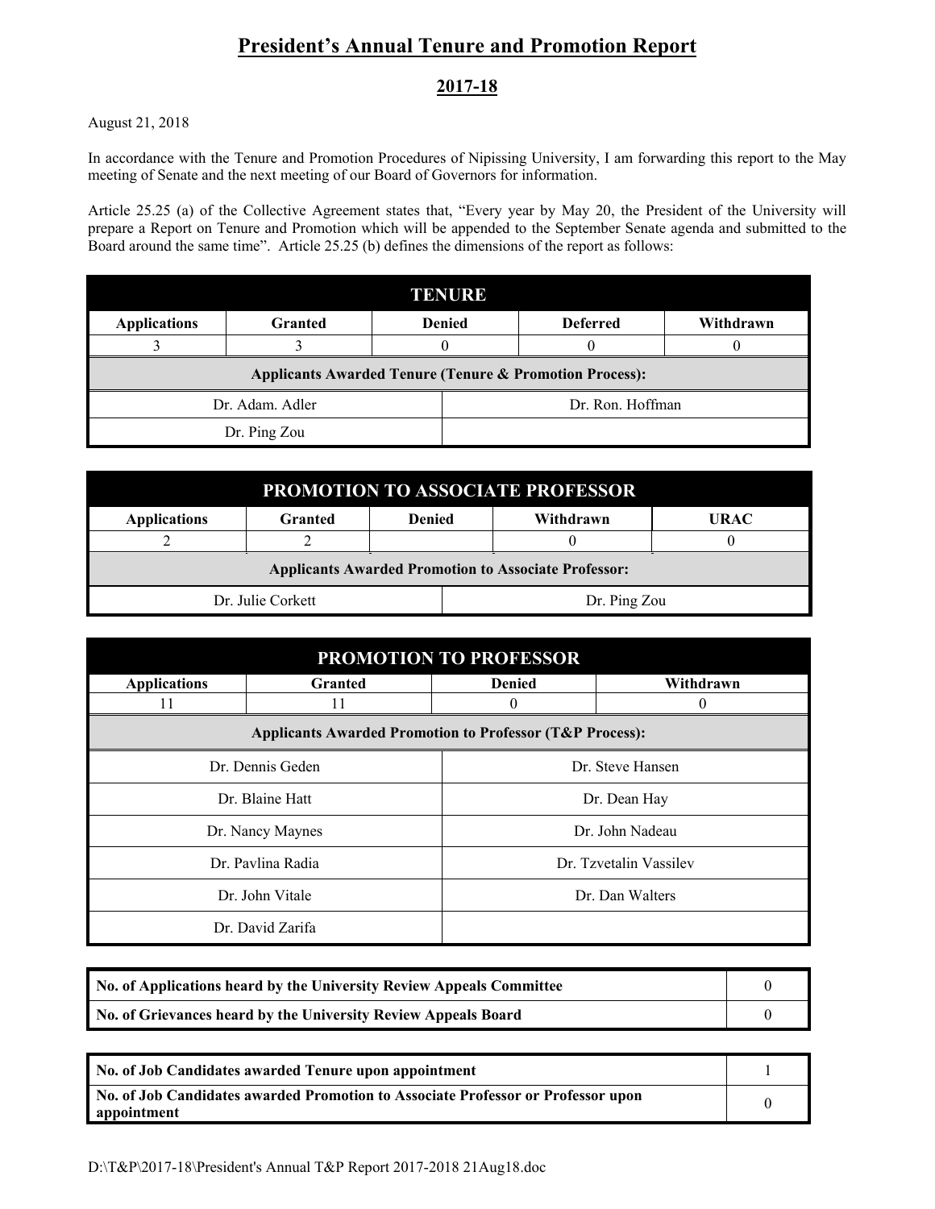# President's Annual Tenure and Promotion Report

## 2017-18

August 21, 2018

In accordance with the Tenure and Promotion Procedures of Nipissing University, I am forwarding this report to the May meeting of Senate and the next meeting of our Board of Governors for information.

Article 25.25 (a) of the Collective Agreement states that, "Every year by May 20, the President of the University will prepare a Report on Tenure and Promotion which will be appended to the September Senate agenda and submitted to the Board around the same time". Article 25.25 (b) defines the dimensions of the report as follows:

| TENURE | | | | |
|---|---|---|---|---|
| **Applications** | **Granted** | **Denied** | **Deferred** | **Withdrawn** |
| 3 | 3 | 0 | 0 | 0 |

**Applicants Awarded Tenure (Tenure & Promotion Process):**

| | |
|---|---|
| Dr. Adam. Adler | Dr. Ron. Hoffman |
| Dr. Ping Zou | |

| PROMOTION TO ASSOCIATE PROFESSOR | | | | |
|---|---|---|---|---|
| **Applications** | **Granted** | **Denied** | **Withdrawn** | **URAC** |
| 2 | 2 | | 0 | 0 |

**Applicants Awarded Promotion to Associate Professor:**

| | |
|---|---|
| Dr. Julie Corkett | Dr. Ping Zou |

| PROMOTION TO PROFESSOR | | | |
|---|---|---|---|
| **Applications** | **Granted** | **Denied** | **Withdrawn** |
| 11 | 11 | 0 | 0 |

**Applicants Awarded Promotion to Professor (T&P Process):**

| | |
|---|---|
| Dr. Dennis Geden | Dr. Steve Hansen |
| Dr. Blaine Hatt | Dr. Dean Hay |
| Dr. Nancy Maynes | Dr. John Nadeau |
| Dr. Pavlina Radia | Dr. Tzvetalin Vassilev |
| Dr. John Vitale | Dr. Dan Walters |
| Dr. David Zarifa | |

| | |
|---|---|
| **No. of Applications heard by the University Review Appeals Committee** | 0 |
| **No. of Grievances heard by the University Review Appeals Board** | 0 |

| | |
|---|---|
| **No. of Job Candidates awarded Tenure upon appointment** | 1 |
| **No. of Job Candidates awarded Promotion to Associate Professor or Professor upon appointment** | 0 |

D:\T&P\2017-18\President's Annual T&P Report 2017-2018 21Aug18.doc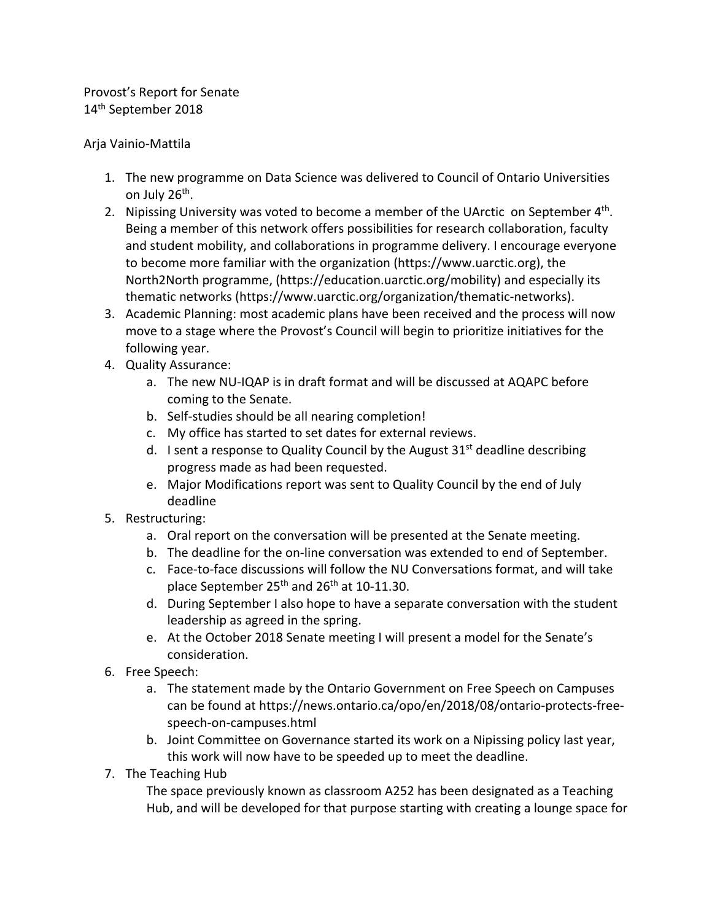Provost's Report for Senate
14th September 2018

Arja Vainio-Mattila

1. The new programme on Data Science was delivered to Council of Ontario Universities on July 26th.
2. Nipissing University was voted to become a member of the UArctic on September 4th. Being a member of this network offers possibilities for research collaboration, faculty and student mobility, and collaborations in programme delivery. I encourage everyone to become more familiar with the organization (https://www.uarctic.org), the North2North programme, (https://education.uarctic.org/mobility) and especially its thematic networks (https://www.uarctic.org/organization/thematic-networks).
3. Academic Planning: most academic plans have been received and the process will now move to a stage where the Provost's Council will begin to prioritize initiatives for the following year.
4. Quality Assurance:
   a. The new NU-IQAP is in draft format and will be discussed at AQAPC before coming to the Senate.
   b. Self-studies should be all nearing completion!
   c. My office has started to set dates for external reviews.
   d. I sent a response to Quality Council by the August 31st deadline describing progress made as had been requested.
   e. Major Modifications report was sent to Quality Council by the end of July deadline
5. Restructuring:
   a. Oral report on the conversation will be presented at the Senate meeting.
   b. The deadline for the on-line conversation was extended to end of September.
   c. Face-to-face discussions will follow the NU Conversations format, and will take place September 25th and 26th at 10-11.30.
   d. During September I also hope to have a separate conversation with the student leadership as agreed in the spring.
   e. At the October 2018 Senate meeting I will present a model for the Senate's consideration.
6. Free Speech:
   a. The statement made by the Ontario Government on Free Speech on Campuses can be found at https://news.ontario.ca/opo/en/2018/08/ontario-protects-free-speech-on-campuses.html
   b. Joint Committee on Governance started its work on a Nipissing policy last year, this work will now have to be speeded up to meet the deadline.
7. The Teaching Hub
   The space previously known as classroom A252 has been designated as a Teaching Hub, and will be developed for that purpose starting with creating a lounge space for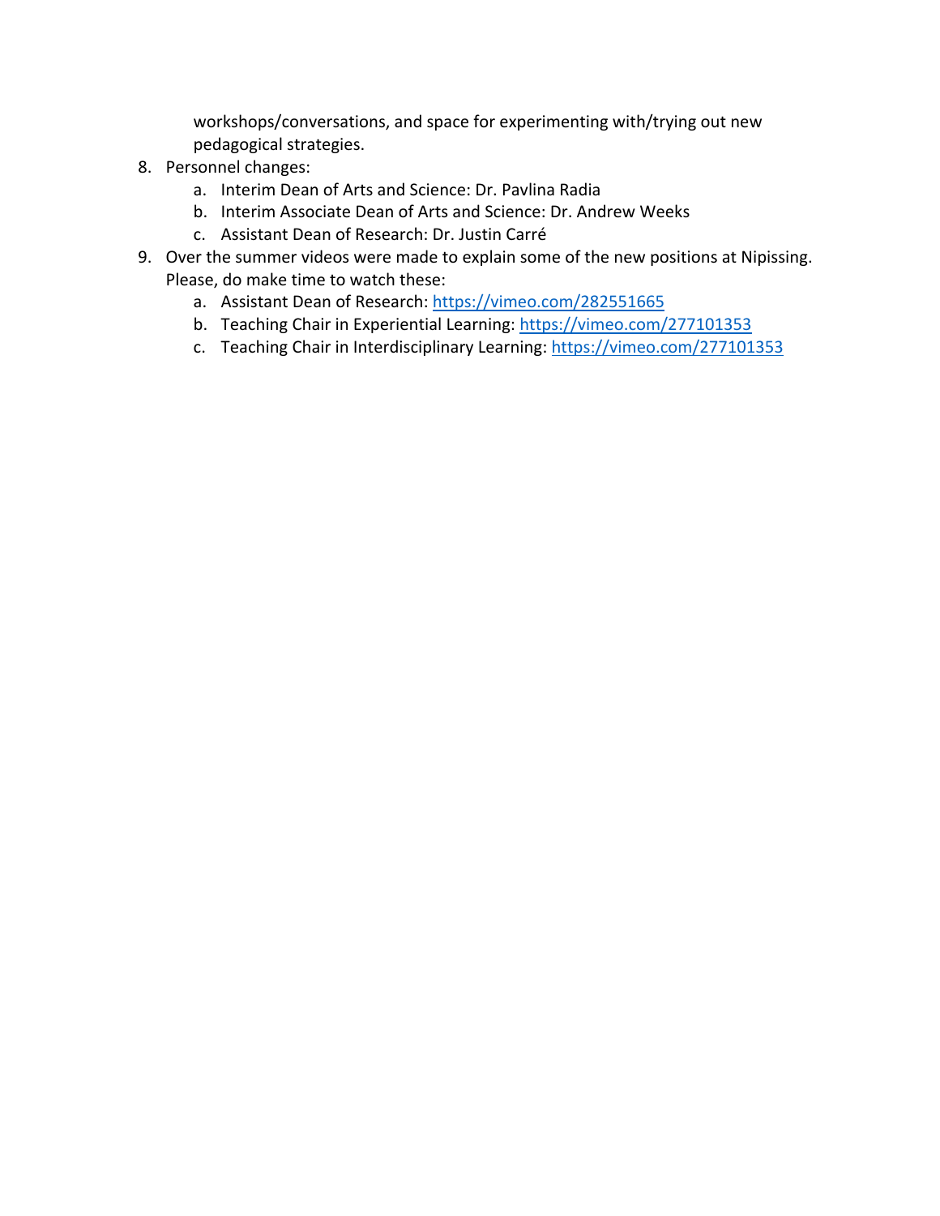workshops/conversations, and space for experimenting with/trying out new pedagogical strategies.

8. Personnel changes:
    a. Interim Dean of Arts and Science: Dr. Pavlina Radia
    b. Interim Associate Dean of Arts and Science: Dr. Andrew Weeks
    c. Assistant Dean of Research: Dr. Justin Carré
9. Over the summer videos were made to explain some of the new positions at Nipissing. Please, do make time to watch these:
    a. Assistant Dean of Research: https://vimeo.com/282551665
    b. Teaching Chair in Experiential Learning: https://vimeo.com/277101353
    c. Teaching Chair in Interdisciplinary Learning: https://vimeo.com/277101353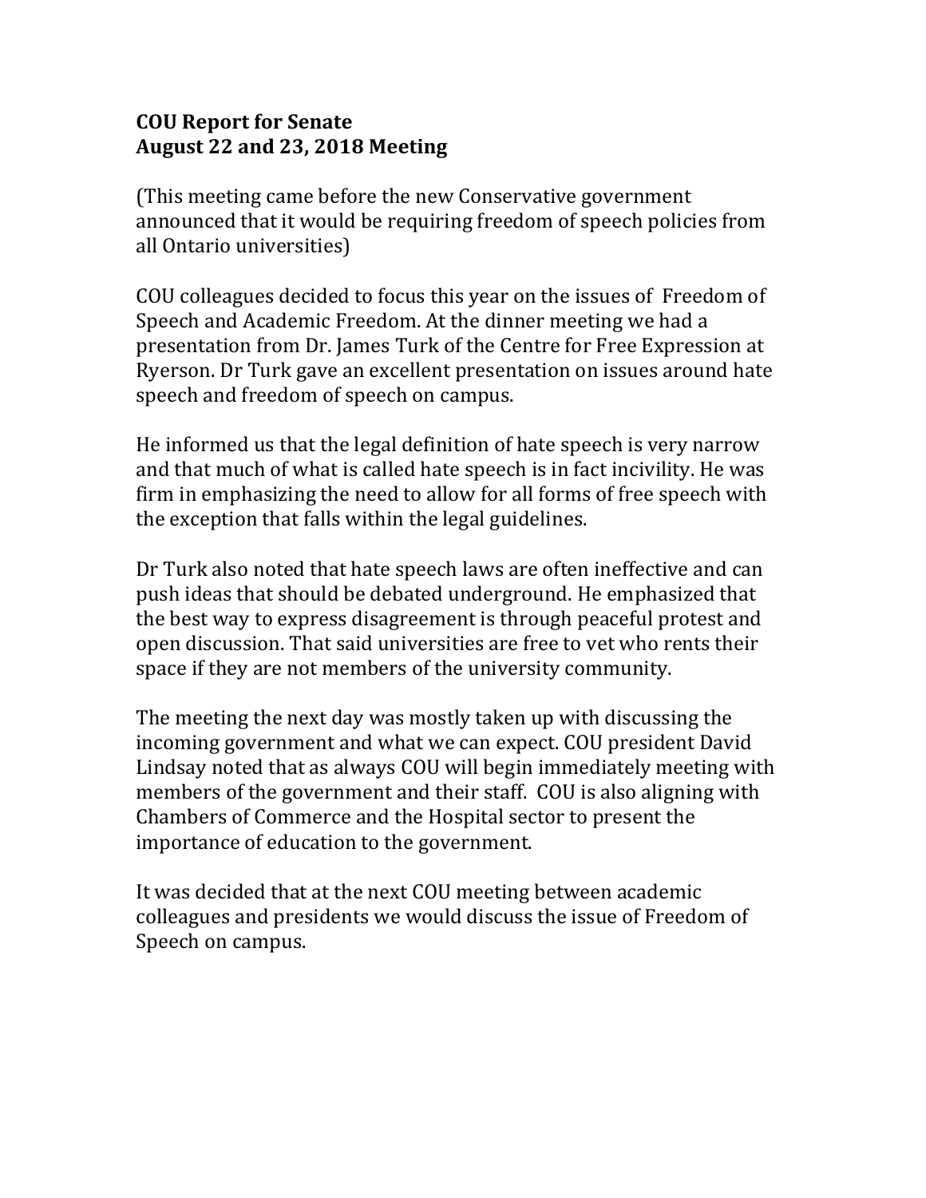**COU Report for Senate**
**August 22 and 23, 2018 Meeting**

(This meeting came before the new Conservative government announced that it would be requiring freedom of speech policies from all Ontario universities)

COU colleagues decided to focus this year on the issues of Freedom of Speech and Academic Freedom. At the dinner meeting we had a presentation from Dr. James Turk of the Centre for Free Expression at Ryerson. Dr Turk gave an excellent presentation on issues around hate speech and freedom of speech on campus.

He informed us that the legal definition of hate speech is very narrow and that much of what is called hate speech is in fact incivility. He was firm in emphasizing the need to allow for all forms of free speech with the exception that falls within the legal guidelines.

Dr Turk also noted that hate speech laws are often ineffective and can push ideas that should be debated underground. He emphasized that the best way to express disagreement is through peaceful protest and open discussion. That said universities are free to vet who rents their space if they are not members of the university community.

The meeting the next day was mostly taken up with discussing the incoming government and what we can expect. COU president David Lindsay noted that as always COU will begin immediately meeting with members of the government and their staff. COU is also aligning with Chambers of Commerce and the Hospital sector to present the importance of education to the government.

It was decided that at the next COU meeting between academic colleagues and presidents we would discuss the issue of Freedom of Speech on campus.